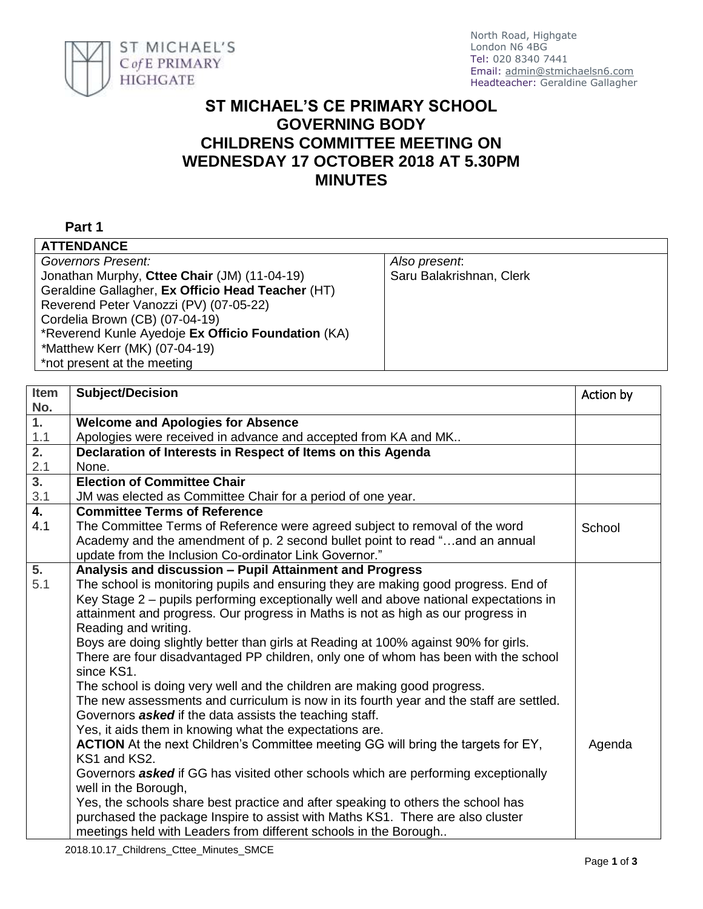North Road, Highgate
London N6 4BG
Tel: 020 8340 7441
Email: admin@stmichaelsn6.com
Headteacher: Geraldine Gallagher

# ST MICHAEL'S CE PRIMARY SCHOOL
# GOVERNING BODY
# CHILDRENS COMMITTEE MEETING ON WEDNESDAY 17 OCTOBER 2018 AT 5.30PM
# MINUTES

**Part 1**

| **ATTENDANCE** | |
|---|---|
| *Governors Present:*<br>Jonathan Murphy, **Cttee Chair** (JM) (11-04-19)<br>Geraldine Gallagher, **Ex Officio Head Teacher** (HT)<br>Reverend Peter Vanozzi (PV) (07-05-22)<br>Cordelia Brown (CB) (07-04-19)<br>*Reverend Kunle Ayedoje **Ex Officio Foundation** (KA)<br>*Matthew Kerr (MK) (07-04-19)<br>*not present at the meeting | *Also present*:<br>Saru Balakrishnan, Clerk |

| Item No. | Subject/Decision | Action by |
|---|---|---|
| **1.** | **Welcome and Apologies for Absence** | |
| 1.1 | Apologies were received in advance and accepted from KA and MK.. | |
| **2.** | **Declaration of Interests in Respect of Items on this Agenda** | |
| 2.1 | None. | |
| **3.** | **Election of Committee Chair** | |
| 3.1 | JM was elected as Committee Chair for a period of one year. | |
| **4.** | **Committee Terms of Reference** | |
| 4.1 | The Committee Terms of Reference were agreed subject to removal of the word Academy and the amendment of p. 2 second bullet point to read "…and an annual update from the Inclusion Co-ordinator Link Governor." | School |
| **5.** | **Analysis and discussion – Pupil Attainment and Progress** | |
| 5.1 | The school is monitoring pupils and ensuring they are making good progress. End of Key Stage 2 – pupils performing exceptionally well and above national expectations in attainment and progress. Our progress in Maths is not as high as our progress in Reading and writing.<br>Boys are doing slightly better than girls at Reading at 100% against 90% for girls.<br>There are four disadvantaged PP children, only one of whom has been with the school since KS1.<br>The school is doing very well and the children are making good progress.<br>The new assessments and curriculum is now in its fourth year and the staff are settled.<br>Governors ***asked*** if the data assists the teaching staff.<br>Yes, it aids them in knowing what the expectations are.<br>**ACTION** At the next Children's Committee meeting GG will bring the targets for EY, KS1 and KS2.<br>Governors ***asked*** if GG has visited other schools which are performing exceptionally well in the Borough,<br>Yes, the schools share best practice and after speaking to others the school has purchased the package Inspire to assist with Maths KS1. There are also cluster meetings held with Leaders from different schools in the Borough.. | Agenda |

2018.10.17_Childrens_Cttee_Minutes_SMCE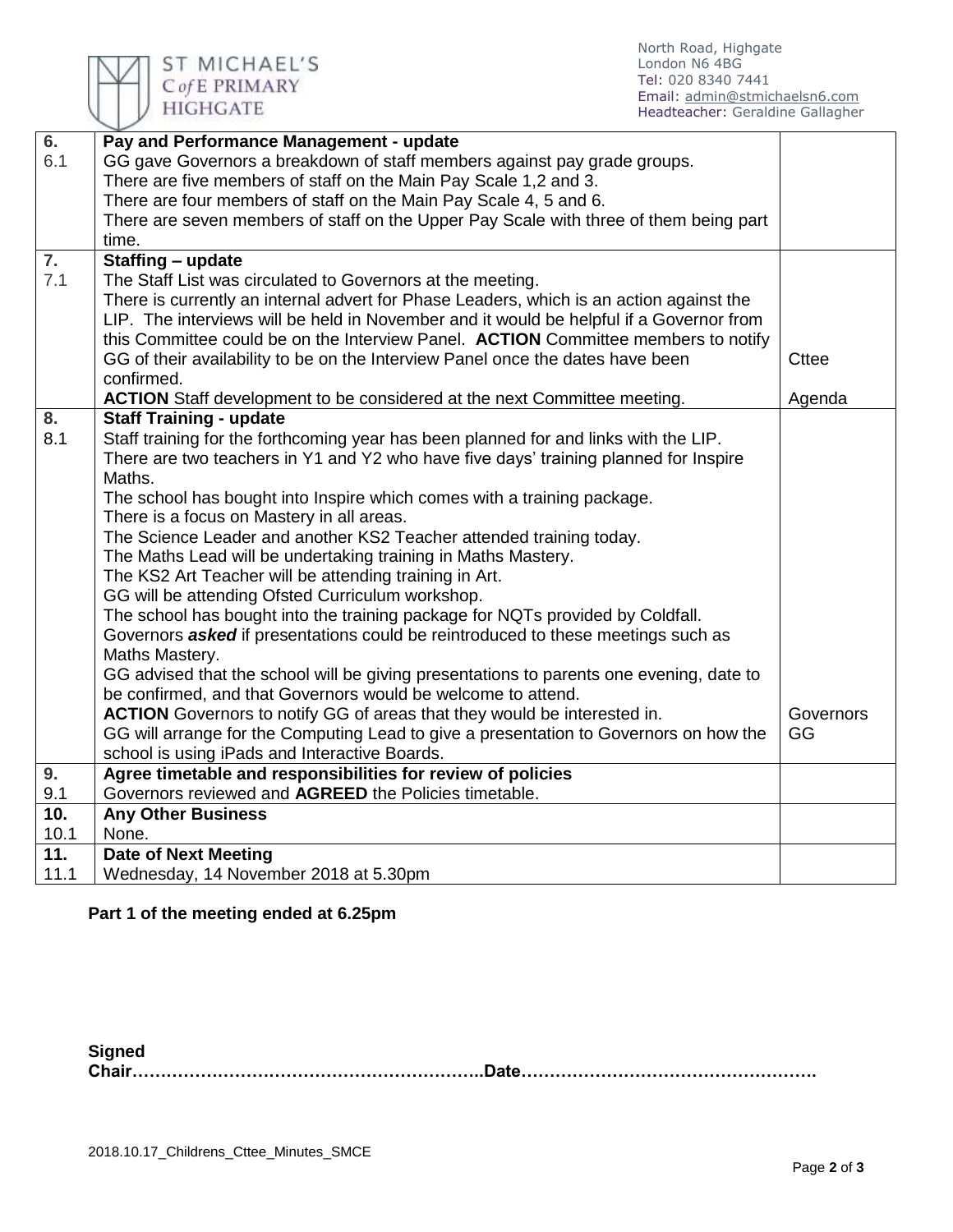| | | |
|---|---|---|
| **6.** | **Pay and Performance Management - update** | |
| 6.1 | GG gave Governors a breakdown of staff members against pay grade groups.<br>There are five members of staff on the Main Pay Scale 1,2 and 3.<br>There are four members of staff on the Main Pay Scale 4, 5 and 6.<br>There are seven members of staff on the Upper Pay Scale with three of them being part time. | |
| **7.** | **Staffing – update** | |
| 7.1 | The Staff List was circulated to Governors at the meeting.<br>There is currently an internal advert for Phase Leaders, which is an action against the LIP. The interviews will be held in November and it would be helpful if a Governor from this Committee could be on the Interview Panel. **ACTION** Committee members to notify GG of their availability to be on the Interview Panel once the dates have been confirmed.<br>**ACTION** Staff development to be considered at the next Committee meeting. | Cttee<br><br>Agenda |
| **8.** | **Staff Training - update** | |
| 8.1 | Staff training for the forthcoming year has been planned for and links with the LIP.<br>There are two teachers in Y1 and Y2 who have five days' training planned for Inspire Maths.<br>The school has bought into Inspire which comes with a training package.<br>There is a focus on Mastery in all areas.<br>The Science Leader and another KS2 Teacher attended training today.<br>The Maths Lead will be undertaking training in Maths Mastery.<br>The KS2 Art Teacher will be attending training in Art.<br>GG will be attending Ofsted Curriculum workshop.<br>The school has bought into the training package for NQTs provided by Coldfall.<br>Governors ***asked*** if presentations could be reintroduced to these meetings such as Maths Mastery.<br>GG advised that the school will be giving presentations to parents one evening, date to be confirmed, and that Governors would be welcome to attend.<br>**ACTION** Governors to notify GG of areas that they would be interested in.<br>GG will arrange for the Computing Lead to give a presentation to Governors on how the school is using iPads and Interactive Boards. | Governors<br>GG |
| **9.** | **Agree timetable and responsibilities for review of policies** | |
| 9.1 | Governors reviewed and **AGREED** the Policies timetable. | |
| **10.** | **Any Other Business** | |
| 10.1 | None. | |
| **11.** | **Date of Next Meeting** | |
| 11.1 | Wednesday, 14 November 2018 at 5.30pm | |

**Part 1 of the meeting ended at 6.25pm**

**Signed**
**Chair…………………………………………………….Date…………………………………………….**

2018.10.17_Childrens_Cttee_Minutes_SMCE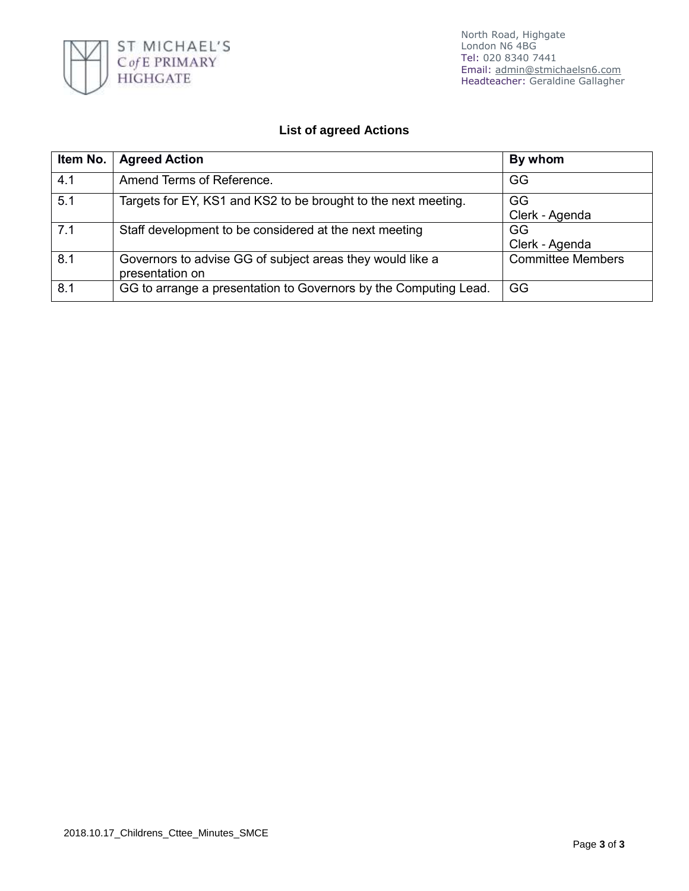ST MICHAEL'S C of E PRIMARY HIGHGATE

North Road, Highgate
London N6 4BG
Tel: 020 8340 7441
Email: admin@stmichaelsn6.com
Headteacher: Geraldine Gallagher

## List of agreed Actions

| Item No. | Agreed Action | By whom |
|---|---|---|
| 4.1 | Amend Terms of Reference. | GG |
| 5.1 | Targets for EY, KS1 and KS2 to be brought to the next meeting. | GG<br>Clerk - Agenda |
| 7.1 | Staff development to be considered at the next meeting | GG<br>Clerk - Agenda |
| 8.1 | Governors to advise GG of subject areas they would like a presentation on | Committee Members |
| 8.1 | GG to arrange a presentation to Governors by the Computing Lead. | GG |

2018.10.17_Childrens_Cttee_Minutes_SMCE